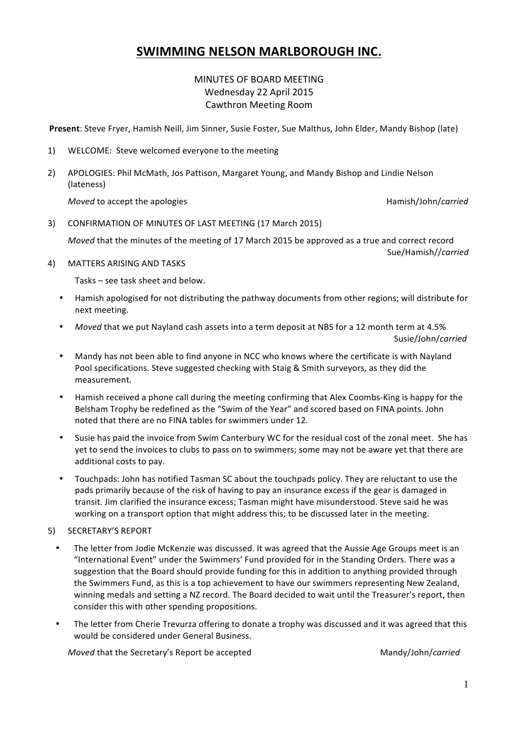# SWIMMING NELSON MARLBOROUGH INC.

MINUTES OF BOARD MEETING
Wednesday 22 April 2015
Cawthron Meeting Room

**Present**: Steve Fryer, Hamish Neill, Jim Sinner, Susie Foster, Sue Malthus, John Elder, Mandy Bishop (late)

1) WELCOME: Steve welcomed everyone to the meeting

2) APOLOGIES: Phil McMath, Jos Pattison, Margaret Young, and Mandy Bishop and Lindie Nelson (lateness)

   *Moved* to accept the apologies Hamish/John/*carried*

3) CONFIRMATION OF MINUTES OF LAST MEETING (17 March 2015)

   *Moved* that the minutes of the meeting of 17 March 2015 be approved as a true and correct record Sue/Hamish//*carried*

4) MATTERS ARISING AND TASKS

   Tasks – see task sheet and below.

   - Hamish apologised for not distributing the pathway documents from other regions; will distribute for next meeting.
   - *Moved* that we put Nayland cash assets into a term deposit at NBS for a 12 month term at 4.5% Susie/John/*carried*
   - Mandy has not been able to find anyone in NCC who knows where the certificate is with Nayland Pool specifications. Steve suggested checking with Staig & Smith surveyors, as they did the measurement.
   - Hamish received a phone call during the meeting confirming that Alex Coombs-King is happy for the Belsham Trophy be redefined as the "Swim of the Year" and scored based on FINA points. John noted that there are no FINA tables for swimmers under 12.
   - Susie has paid the invoice from Swim Canterbury WC for the residual cost of the zonal meet. She has yet to send the invoices to clubs to pass on to swimmers; some may not be aware yet that there are additional costs to pay.
   - Touchpads: John has notified Tasman SC about the touchpads policy. They are reluctant to use the pads primarily because of the risk of having to pay an insurance excess if the gear is damaged in transit. Jim clarified the insurance excess; Tasman might have misunderstood. Steve said he was working on a transport option that might address this; to be discussed later in the meeting.

5) SECRETARY'S REPORT

   - The letter from Jodie McKenzie was discussed. It was agreed that the Aussie Age Groups meet is an "International Event" under the Swimmers' Fund provided for in the Standing Orders. There was a suggestion that the Board should provide funding for this in addition to anything provided through the Swimmers Fund, as this is a top achievement to have our swimmers representing New Zealand, winning medals and setting a NZ record. The Board decided to wait until the Treasurer's report, then consider this with other spending propositions.
   - The letter from Cherie Trevurza offering to donate a trophy was discussed and it was agreed that this would be considered under General Business.

   *Moved* that the Secretary's Report be accepted Mandy/John/*carried*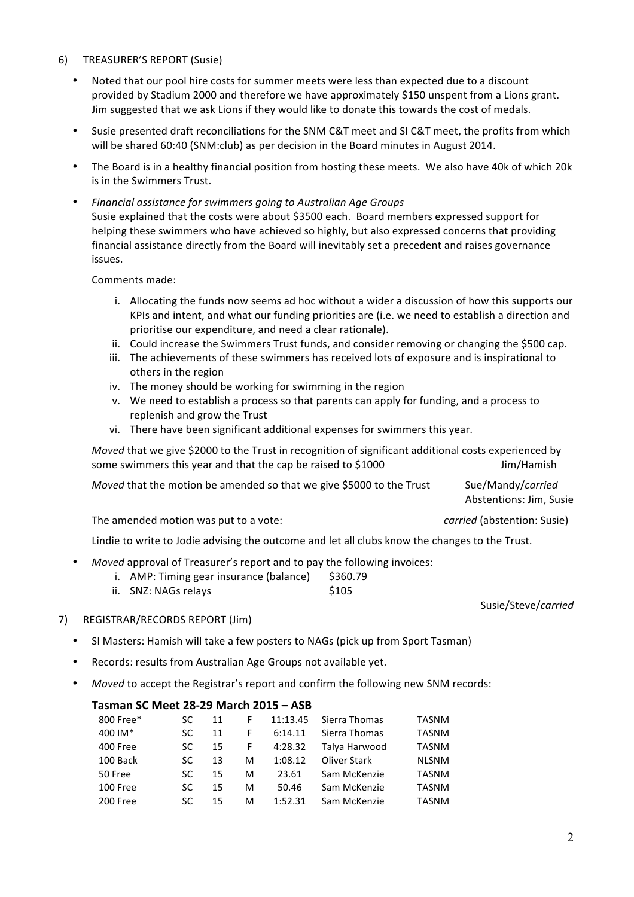6) TREASURER'S REPORT (Susie)

- Noted that our pool hire costs for summer meets were less than expected due to a discount provided by Stadium 2000 and therefore we have approximately $150 unspent from a Lions grant. Jim suggested that we ask Lions if they would like to donate this towards the cost of medals.
- Susie presented draft reconciliations for the SNM C&T meet and SI C&T meet, the profits from which will be shared 60:40 (SNM:club) as per decision in the Board minutes in August 2014.
- The Board is in a healthy financial position from hosting these meets. We also have 40k of which 20k is in the Swimmers Trust.
- *Financial assistance for swimmers going to Australian Age Groups*
  Susie explained that the costs were about $3500 each. Board members expressed support for helping these swimmers who have achieved so highly, but also expressed concerns that providing financial assistance directly from the Board will inevitably set a precedent and raises governance issues.

  Comments made:

  i. Allocating the funds now seems ad hoc without a wider a discussion of how this supports our KPIs and intent, and what our funding priorities are (i.e. we need to establish a direction and prioritise our expenditure, and need a clear rationale).
  ii. Could increase the Swimmers Trust funds, and consider removing or changing the $500 cap.
  iii. The achievements of these swimmers has received lots of exposure and is inspirational to others in the region
  iv. The money should be working for swimming in the region
  v. We need to establish a process so that parents can apply for funding, and a process to replenish and grow the Trust
  vi. There have been significant additional expenses for swimmers this year.

  *Moved* that we give $2000 to the Trust in recognition of significant additional costs experienced by some swimmers this year and that the cap be raised to $1000 — Jim/Hamish

  *Moved* that the motion be amended so that we give $5000 to the Trust — Sue/Mandy/*carried*
  Abstentions: Jim, Susie

  The amended motion was put to a vote: *carried* (abstention: Susie)

  Lindie to write to Jodie advising the outcome and let all clubs know the changes to the Trust.

- *Moved* approval of Treasurer's report and to pay the following invoices:
  i. AMP: Timing gear insurance (balance) $360.79
  ii. SNZ: NAGs relays $105

  Susie/Steve/*carried*

7) REGISTRAR/RECORDS REPORT (Jim)

- SI Masters: Hamish will take a few posters to NAGs (pick up from Sport Tasman)
- Records: results from Australian Age Groups not available yet.
- *Moved* to accept the Registrar's report and confirm the following new SNM records:

**Tasman SC Meet 28-29 March 2015 – ASB**

| Event | Course | Age | Sex | Time | Name | Club |
|---|---|---|---|---|---|---|
| 800 Free* | SC | 11 | F | 11:13.45 | Sierra Thomas | TASNM |
| 400 IM* | SC | 11 | F | 6:14.11 | Sierra Thomas | TASNM |
| 400 Free | SC | 15 | F | 4:28.32 | Talya Harwood | TASNM |
| 100 Back | SC | 13 | M | 1:08.12 | Oliver Stark | NLSNM |
| 50 Free | SC | 15 | M | 23.61 | Sam McKenzie | TASNM |
| 100 Free | SC | 15 | M | 50.46 | Sam McKenzie | TASNM |
| 200 Free | SC | 15 | M | 1:52.31 | Sam McKenzie | TASNM |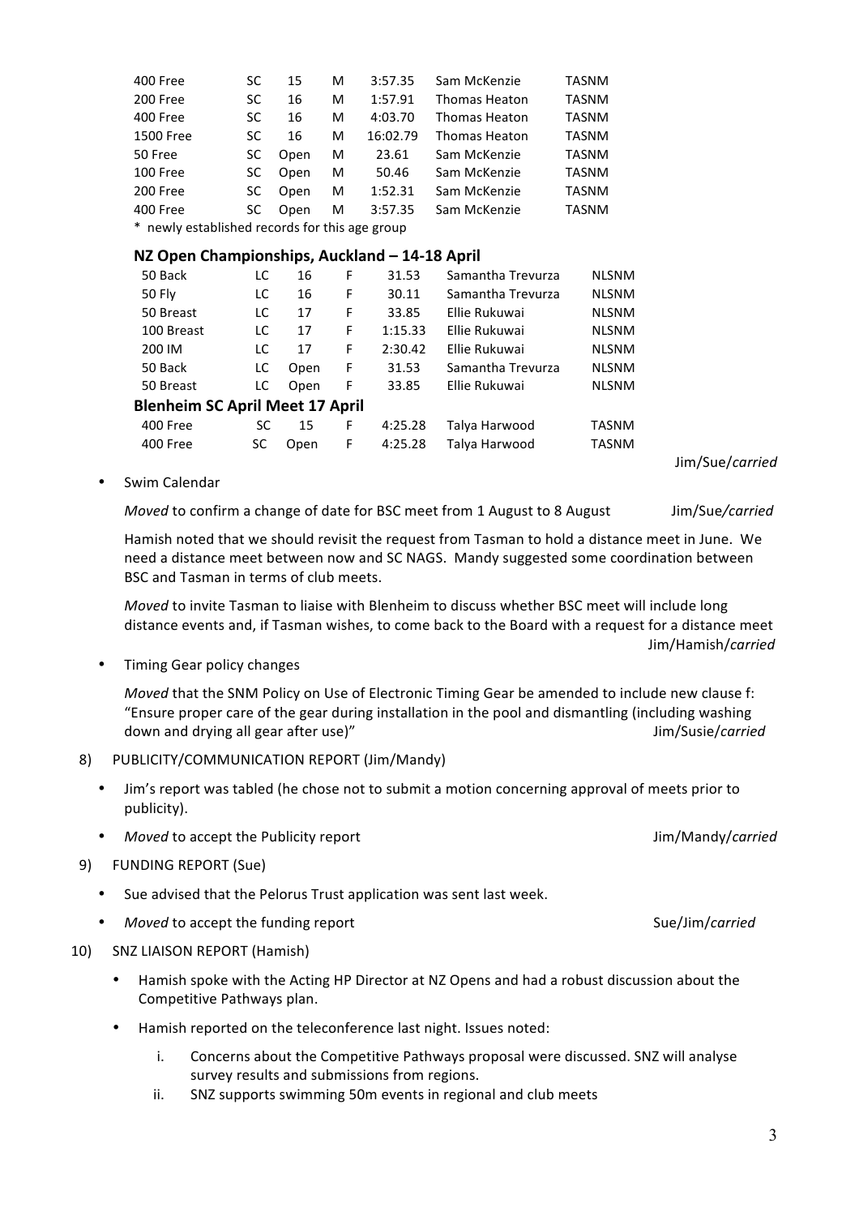| 400 Free | SC | 15 | M | 3:57.35 | Sam McKenzie | TASNM |
|---|---|---|---|---|---|---|
| 200 Free | SC | 16 | M | 1:57.91 | Thomas Heaton | TASNM |
| 400 Free | SC | 16 | M | 4:03.70 | Thomas Heaton | TASNM |
| 1500 Free | SC | 16 | M | 16:02.79 | Thomas Heaton | TASNM |
| 50 Free | SC | Open | M | 23.61 | Sam McKenzie | TASNM |
| 100 Free | SC | Open | M | 50.46 | Sam McKenzie | TASNM |
| 200 Free | SC | Open | M | 1:52.31 | Sam McKenzie | TASNM |
| 400 Free | SC | Open | M | 3:57.35 | Sam McKenzie | TASNM |

* newly established records for this age group

**NZ Open Championships, Auckland – 14-18 April**

| 50 Back | LC | 16 | F | 31.53 | Samantha Trevurza | NLSNM |
|---|---|---|---|---|---|---|
| 50 Fly | LC | 16 | F | 30.11 | Samantha Trevurza | NLSNM |
| 50 Breast | LC | 17 | F | 33.85 | Ellie Rukuwai | NLSNM |
| 100 Breast | LC | 17 | F | 1:15.33 | Ellie Rukuwai | NLSNM |
| 200 IM | LC | 17 | F | 2:30.42 | Ellie Rukuwai | NLSNM |
| 50 Back | LC | Open | F | 31.53 | Samantha Trevurza | NLSNM |
| 50 Breast | LC | Open | F | 33.85 | Ellie Rukuwai | NLSNM |

**Blenheim SC April Meet 17 April**

| 400 Free | SC | 15 | F | 4:25.28 | Talya Harwood | TASNM |
|---|---|---|---|---|---|---|
| 400 Free | SC | Open | F | 4:25.28 | Talya Harwood | TASNM |

Jim/Sue/*carried*

- Swim Calendar

  *Moved* to confirm a change of date for BSC meet from 1 August to 8 August Jim/Sue/*carried*

  Hamish noted that we should revisit the request from Tasman to hold a distance meet in June. We need a distance meet between now and SC NAGS. Mandy suggested some coordination between BSC and Tasman in terms of club meets.

  *Moved* to invite Tasman to liaise with Blenheim to discuss whether BSC meet will include long distance events and, if Tasman wishes, to come back to the Board with a request for a distance meet Jim/Hamish/*carried*

- Timing Gear policy changes

  *Moved* that the SNM Policy on Use of Electronic Timing Gear be amended to include new clause f: "Ensure proper care of the gear during installation in the pool and dismantling (including washing down and drying all gear after use)" Jim/Susie/*carried*

8) PUBLICITY/COMMUNICATION REPORT (Jim/Mandy)

- Jim's report was tabled (he chose not to submit a motion concerning approval of meets prior to publicity).
- *Moved* to accept the Publicity report Jim/Mandy/*carried*

9) FUNDING REPORT (Sue)

- Sue advised that the Pelorus Trust application was sent last week.
- *Moved* to accept the funding report Sue/Jim/*carried*

10) SNZ LIAISON REPORT (Hamish)

- Hamish spoke with the Acting HP Director at NZ Opens and had a robust discussion about the Competitive Pathways plan.
- Hamish reported on the teleconference last night. Issues noted:
  i. Concerns about the Competitive Pathways proposal were discussed. SNZ will analyse survey results and submissions from regions.
  ii. SNZ supports swimming 50m events in regional and club meets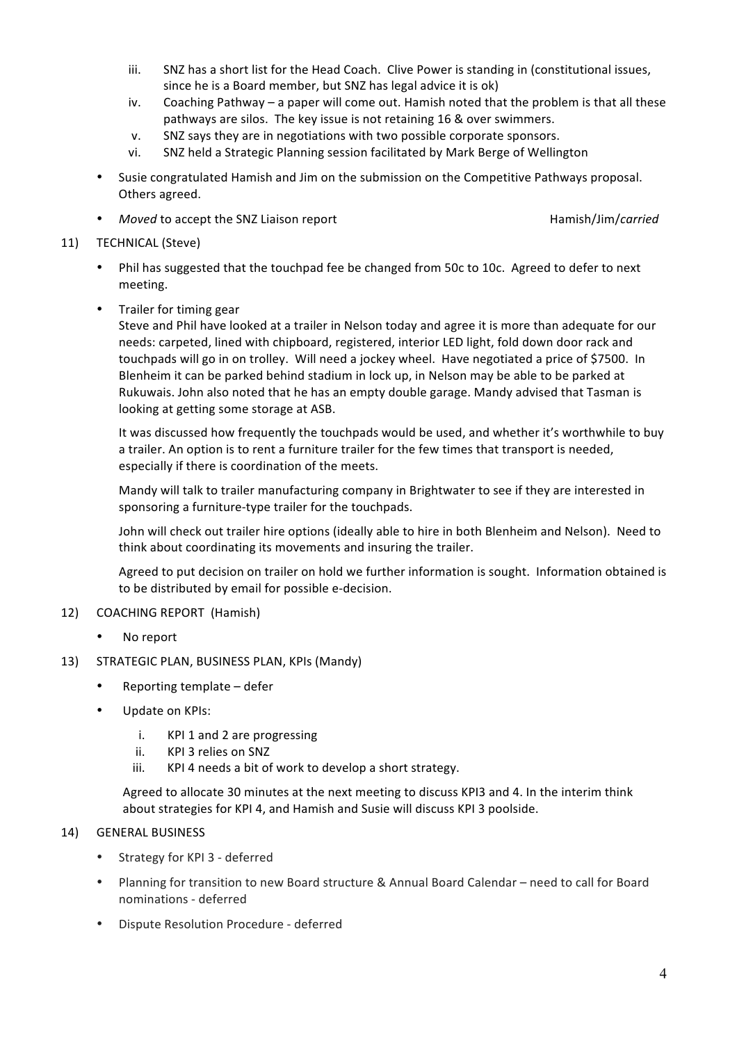iii. SNZ has a short list for the Head Coach. Clive Power is standing in (constitutional issues, since he is a Board member, but SNZ has legal advice it is ok)

iv. Coaching Pathway – a paper will come out. Hamish noted that the problem is that all these pathways are silos. The key issue is not retaining 16 & over swimmers.

v. SNZ says they are in negotiations with two possible corporate sponsors.

vi. SNZ held a Strategic Planning session facilitated by Mark Berge of Wellington

- Susie congratulated Hamish and Jim on the submission on the Competitive Pathways proposal. Others agreed.
- *Moved* to accept the SNZ Liaison report Hamish/Jim/*carried*

11) TECHNICAL (Steve)

- Phil has suggested that the touchpad fee be changed from 50c to 10c. Agreed to defer to next meeting.
- Trailer for timing gear

  Steve and Phil have looked at a trailer in Nelson today and agree it is more than adequate for our needs: carpeted, lined with chipboard, registered, interior LED light, fold down door rack and touchpads will go in on trolley. Will need a jockey wheel. Have negotiated a price of $7500. In Blenheim it can be parked behind stadium in lock up, in Nelson may be able to be parked at Rukuwais. John also noted that he has an empty double garage. Mandy advised that Tasman is looking at getting some storage at ASB.

  It was discussed how frequently the touchpads would be used, and whether it's worthwhile to buy a trailer. An option is to rent a furniture trailer for the few times that transport is needed, especially if there is coordination of the meets.

  Mandy will talk to trailer manufacturing company in Brightwater to see if they are interested in sponsoring a furniture-type trailer for the touchpads.

  John will check out trailer hire options (ideally able to hire in both Blenheim and Nelson). Need to think about coordinating its movements and insuring the trailer.

  Agreed to put decision on trailer on hold we further information is sought. Information obtained is to be distributed by email for possible e-decision.

12) COACHING REPORT (Hamish)

- No report

13) STRATEGIC PLAN, BUSINESS PLAN, KPIs (Mandy)

- Reporting template – defer
- Update on KPIs:

  i. KPI 1 and 2 are progressing

  ii. KPI 3 relies on SNZ

  iii. KPI 4 needs a bit of work to develop a short strategy.

  Agreed to allocate 30 minutes at the next meeting to discuss KPI3 and 4. In the interim think about strategies for KPI 4, and Hamish and Susie will discuss KPI 3 poolside.

14) GENERAL BUSINESS

- Strategy for KPI 3 - deferred
- Planning for transition to new Board structure & Annual Board Calendar – need to call for Board nominations - deferred
- Dispute Resolution Procedure - deferred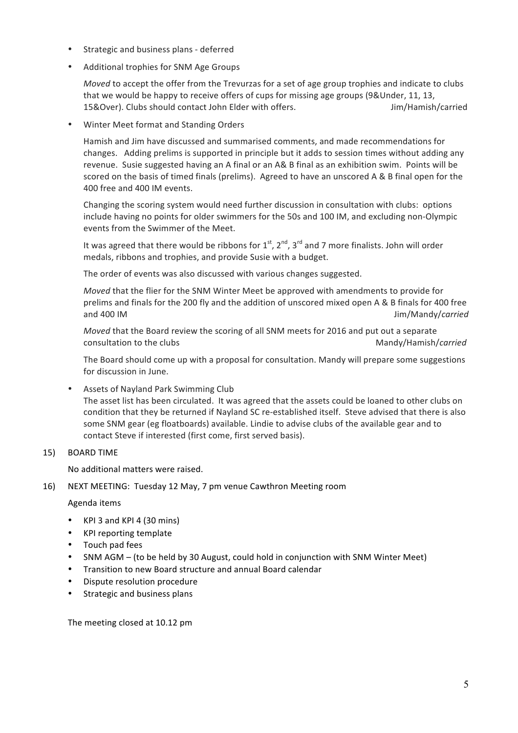- Strategic and business plans - deferred
- Additional trophies for SNM Age Groups

  *Moved* to accept the offer from the Trevurzas for a set of age group trophies and indicate to clubs that we would be happy to receive offers of cups for missing age groups (9&Under, 11, 13, 15&Over). Clubs should contact John Elder with offers. Jim/Hamish/carried

- Winter Meet format and Standing Orders

  Hamish and Jim have discussed and summarised comments, and made recommendations for changes. Adding prelims is supported in principle but it adds to session times without adding any revenue. Susie suggested having an A final or an A& B final as an exhibition swim. Points will be scored on the basis of timed finals (prelims). Agreed to have an unscored A & B final open for the 400 free and 400 IM events.

  Changing the scoring system would need further discussion in consultation with clubs: options include having no points for older swimmers for the 50s and 100 IM, and excluding non-Olympic events from the Swimmer of the Meet.

  It was agreed that there would be ribbons for 1st, 2nd, 3rd and 7 more finalists. John will order medals, ribbons and trophies, and provide Susie with a budget.

  The order of events was also discussed with various changes suggested.

  *Moved* that the flier for the SNM Winter Meet be approved with amendments to provide for prelims and finals for the 200 fly and the addition of unscored mixed open A & B finals for 400 free and 400 IM Jim/Mandy/*carried*

  *Moved* that the Board review the scoring of all SNM meets for 2016 and put out a separate consultation to the clubs Mandy/Hamish/*carried*

  The Board should come up with a proposal for consultation. Mandy will prepare some suggestions for discussion in June.

- Assets of Nayland Park Swimming Club

  The asset list has been circulated. It was agreed that the assets could be loaned to other clubs on condition that they be returned if Nayland SC re-established itself. Steve advised that there is also some SNM gear (eg floatboards) available. Lindie to advise clubs of the available gear and to contact Steve if interested (first come, first served basis).

15) BOARD TIME

No additional matters were raised.

16) NEXT MEETING: Tuesday 12 May, 7 pm venue Cawthron Meeting room

Agenda items

- KPI 3 and KPI 4 (30 mins)
- KPI reporting template
- Touch pad fees
- SNM AGM – (to be held by 30 August, could hold in conjunction with SNM Winter Meet)
- Transition to new Board structure and annual Board calendar
- Dispute resolution procedure
- Strategic and business plans

The meeting closed at 10.12 pm